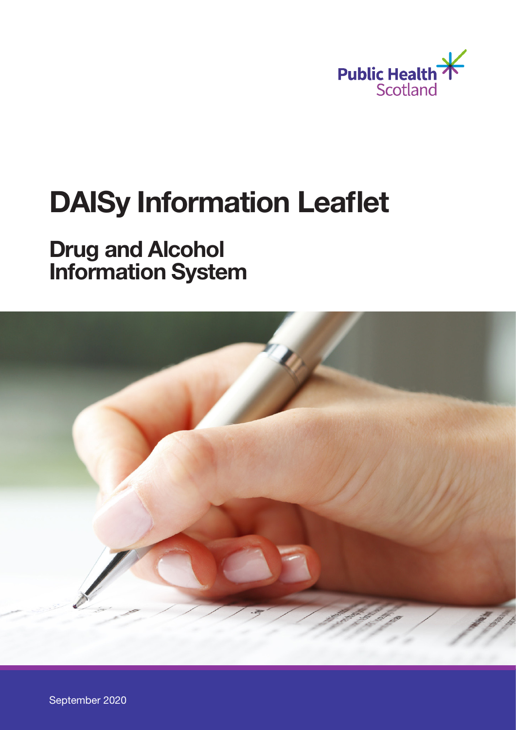Public Health Scotland

# DAISy Information Leaflet

## Drug and Alcohol Information System

September 2020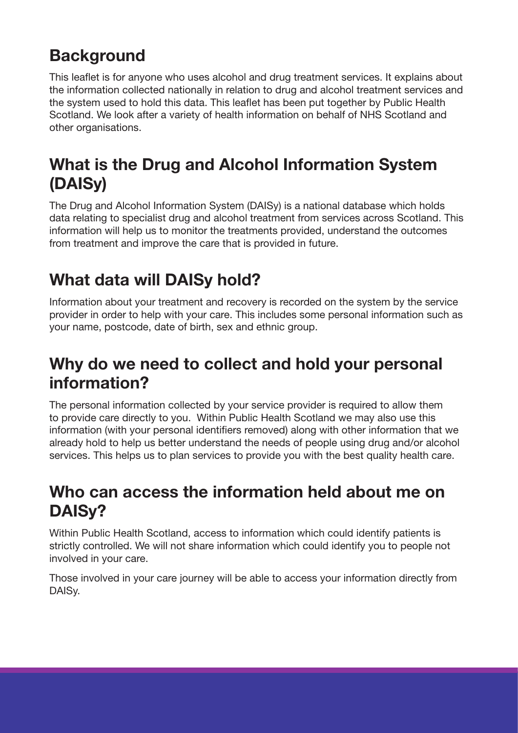## Background

This leaflet is for anyone who uses alcohol and drug treatment services. It explains about the information collected nationally in relation to drug and alcohol treatment services and the system used to hold this data. This leaflet has been put together by Public Health Scotland. We look after a variety of health information on behalf of NHS Scotland and other organisations.

## What is the Drug and Alcohol Information System (DAISy)

The Drug and Alcohol Information System (DAISy) is a national database which holds data relating to specialist drug and alcohol treatment from services across Scotland. This information will help us to monitor the treatments provided, understand the outcomes from treatment and improve the care that is provided in future.

## What data will DAISy hold?

Information about your treatment and recovery is recorded on the system by the service provider in order to help with your care. This includes some personal information such as your name, postcode, date of birth, sex and ethnic group.

## Why do we need to collect and hold your personal information?

The personal information collected by your service provider is required to allow them to provide care directly to you. Within Public Health Scotland we may also use this information (with your personal identifiers removed) along with other information that we already hold to help us better understand the needs of people using drug and/or alcohol services. This helps us to plan services to provide you with the best quality health care.

## Who can access the information held about me on DAISy?

Within Public Health Scotland, access to information which could identify patients is strictly controlled. We will not share information which could identify you to people not involved in your care.

Those involved in your care journey will be able to access your information directly from DAISy.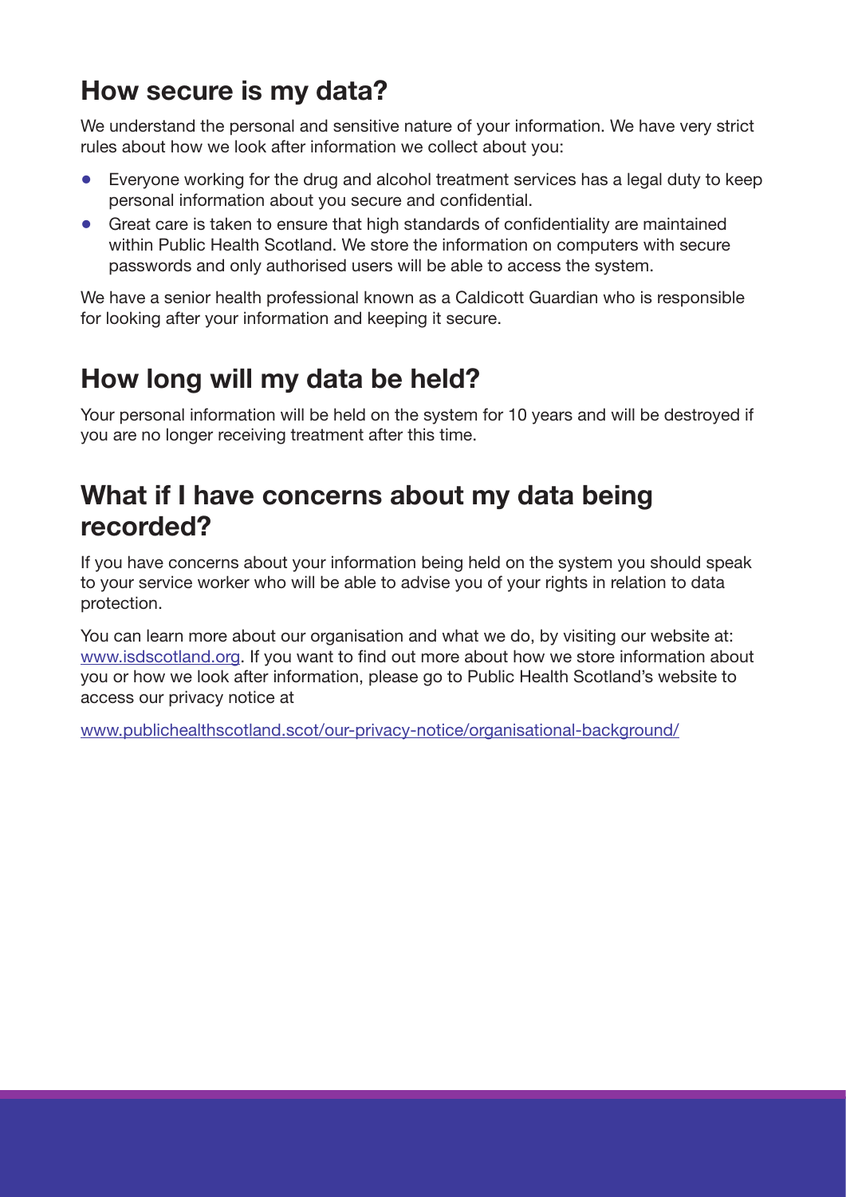## How secure is my data?

We understand the personal and sensitive nature of your information. We have very strict rules about how we look after information we collect about you:

- Everyone working for the drug and alcohol treatment services has a legal duty to keep personal information about you secure and confidential.
- Great care is taken to ensure that high standards of confidentiality are maintained within Public Health Scotland. We store the information on computers with secure passwords and only authorised users will be able to access the system.

We have a senior health professional known as a Caldicott Guardian who is responsible for looking after your information and keeping it secure.

## How long will my data be held?

Your personal information will be held on the system for 10 years and will be destroyed if you are no longer receiving treatment after this time.

## What if I have concerns about my data being recorded?

If you have concerns about your information being held on the system you should speak to your service worker who will be able to advise you of your rights in relation to data protection.

You can learn more about our organisation and what we do, by visiting our website at: www.isdscotland.org. If you want to find out more about how we store information about you or how we look after information, please go to Public Health Scotland's website to access our privacy notice at

www.publichealthscotland.scot/our-privacy-notice/organisational-background/